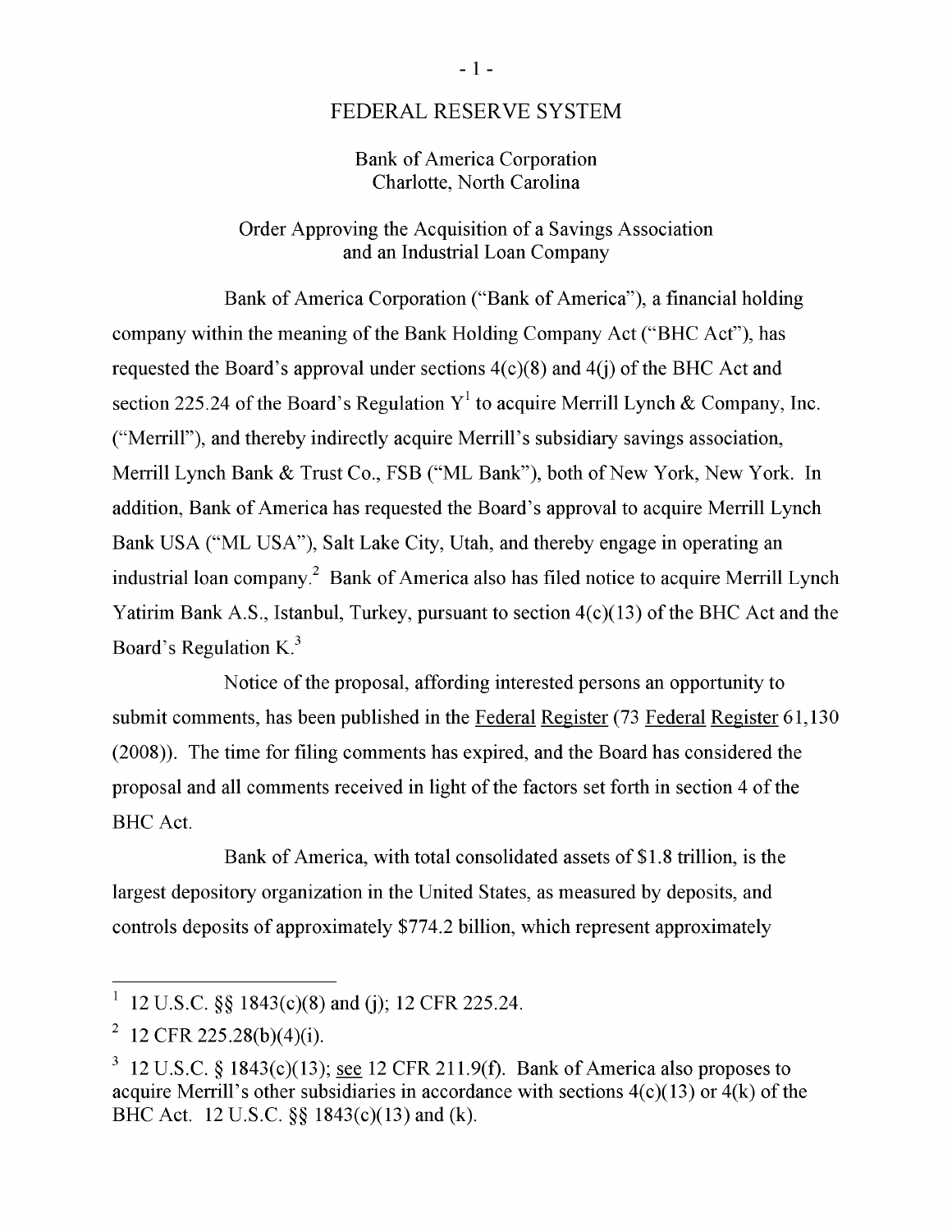# FEDERAL RESERVE SYSTEM

## Bank of America Corporation
## Charlotte, North Carolina

### Order Approving the Acquisition of a Savings Association and an Industrial Loan Company

Bank of America Corporation ("Bank of America"), a financial holding company within the meaning of the Bank Holding Company Act ("BHC Act"), has requested the Board's approval under sections 4(c)(8) and 4(j) of the BHC Act and section 225.24 of the Board's Regulation Y[1] to acquire Merrill Lynch & Company, Inc. ("Merrill"), and thereby indirectly acquire Merrill's subsidiary savings association, Merrill Lynch Bank & Trust Co., FSB ("ML Bank"), both of New York, New York. In addition, Bank of America has requested the Board's approval to acquire Merrill Lynch Bank USA ("ML USA"), Salt Lake City, Utah, and thereby engage in operating an industrial loan company.[2] Bank of America also has filed notice to acquire Merrill Lynch Yatirim Bank A.S., Istanbul, Turkey, pursuant to section 4(c)(13) of the BHC Act and the Board's Regulation K.[3]

Notice of the proposal, affording interested persons an opportunity to submit comments, has been published in the Federal Register (73 Federal Register 61,130 (2008)). The time for filing comments has expired, and the Board has considered the proposal and all comments received in light of the factors set forth in section 4 of the BHC Act.

Bank of America, with total consolidated assets of $1.8 trillion, is the largest depository organization in the United States, as measured by deposits, and controls deposits of approximately $774.2 billion, which represent approximately

---

[1] 12 U.S.C. §§ 1843(c)(8) and (j); 12 CFR 225.24.

[2] 12 CFR 225.28(b)(4)(i).

[3] 12 U.S.C. § 1843(c)(13); see 12 CFR 211.9(f). Bank of America also proposes to acquire Merrill's other subsidiaries in accordance with sections 4(c)(13) or 4(k) of the BHC Act. 12 U.S.C. §§ 1843(c)(13) and (k).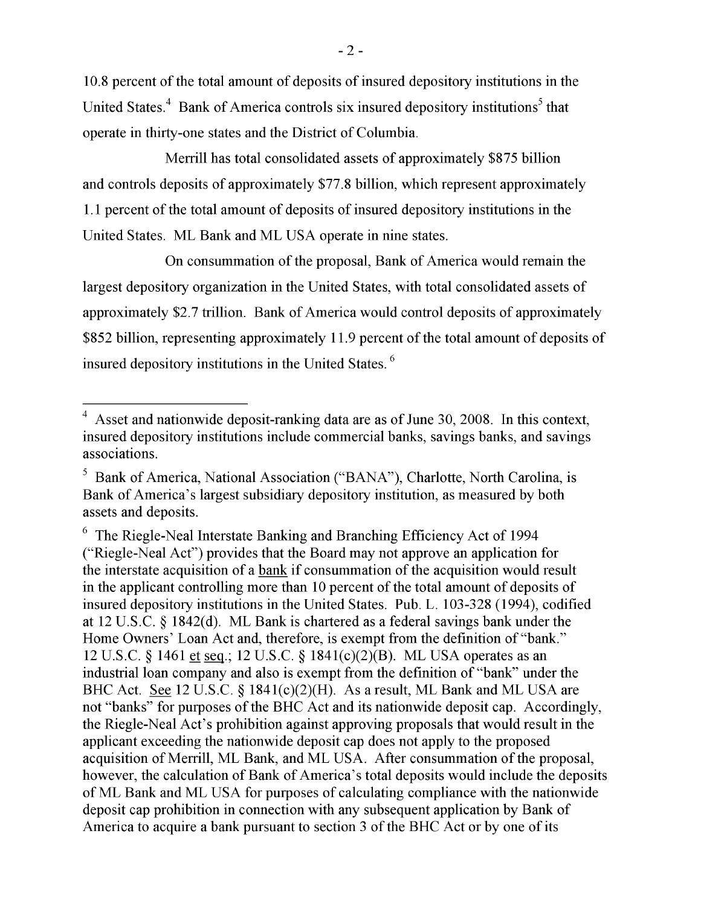10.8 percent of the total amount of deposits of insured depository institutions in the United States.[4] Bank of America controls six insured depository institutions[5] that operate in thirty-one states and the District of Columbia.

Merrill has total consolidated assets of approximately $875 billion and controls deposits of approximately $77.8 billion, which represent approximately 1.1 percent of the total amount of deposits of insured depository institutions in the United States. ML Bank and ML USA operate in nine states.

On consummation of the proposal, Bank of America would remain the largest depository organization in the United States, with total consolidated assets of approximately $2.7 trillion. Bank of America would control deposits of approximately $852 billion, representing approximately 11.9 percent of the total amount of deposits of insured depository institutions in the United States.[6]

---

[4] Asset and nationwide deposit-ranking data are as of June 30, 2008. In this context, insured depository institutions include commercial banks, savings banks, and savings associations.

[5] Bank of America, National Association ("BANA"), Charlotte, North Carolina, is Bank of America's largest subsidiary depository institution, as measured by both assets and deposits.

[6] The Riegle-Neal Interstate Banking and Branching Efficiency Act of 1994 ("Riegle-Neal Act") provides that the Board may not approve an application for the interstate acquisition of a <u>bank</u> if consummation of the acquisition would result in the applicant controlling more than 10 percent of the total amount of deposits of insured depository institutions in the United States. Pub. L. 103-328 (1994), codified at 12 U.S.C. § 1842(d). ML Bank is chartered as a federal savings bank under the Home Owners' Loan Act and, therefore, is exempt from the definition of "bank." 12 U.S.C. § 1461 <u>et seq</u>.; 12 U.S.C. § 1841(c)(2)(B). ML USA operates as an industrial loan company and also is exempt from the definition of "bank" under the BHC Act. <u>See</u> 12 U.S.C. § 1841(c)(2)(H). As a result, ML Bank and ML USA are not "banks" for purposes of the BHC Act and its nationwide deposit cap. Accordingly, the Riegle-Neal Act's prohibition against approving proposals that would result in the applicant exceeding the nationwide deposit cap does not apply to the proposed acquisition of Merrill, ML Bank, and ML USA. After consummation of the proposal, however, the calculation of Bank of America's total deposits would include the deposits of ML Bank and ML USA for purposes of calculating compliance with the nationwide deposit cap prohibition in connection with any subsequent application by Bank of America to acquire a bank pursuant to section 3 of the BHC Act or by one of its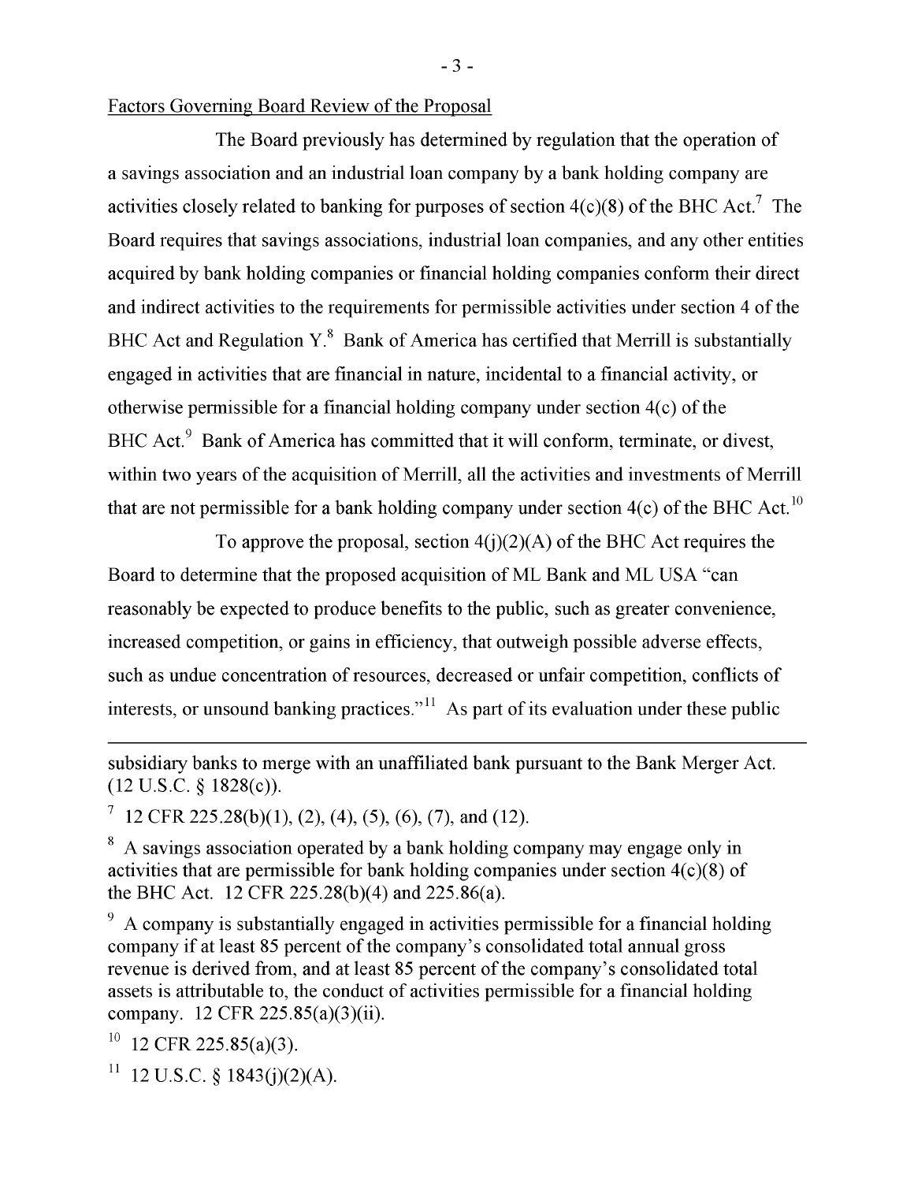Factors Governing Board Review of the Proposal

The Board previously has determined by regulation that the operation of a savings association and an industrial loan company by a bank holding company are activities closely related to banking for purposes of section 4(c)(8) of the BHC Act.[7] The Board requires that savings associations, industrial loan companies, and any other entities acquired by bank holding companies or financial holding companies conform their direct and indirect activities to the requirements for permissible activities under section 4 of the BHC Act and Regulation Y.[8] Bank of America has certified that Merrill is substantially engaged in activities that are financial in nature, incidental to a financial activity, or otherwise permissible for a financial holding company under section 4(c) of the BHC Act.[9] Bank of America has committed that it will conform, terminate, or divest, within two years of the acquisition of Merrill, all the activities and investments of Merrill that are not permissible for a bank holding company under section 4(c) of the BHC Act.[10]

To approve the proposal, section 4(j)(2)(A) of the BHC Act requires the Board to determine that the proposed acquisition of ML Bank and ML USA "can reasonably be expected to produce benefits to the public, such as greater convenience, increased competition, or gains in efficiency, that outweigh possible adverse effects, such as undue concentration of resources, decreased or unfair competition, conflicts of interests, or unsound banking practices."[11] As part of its evaluation under these public

---

subsidiary banks to merge with an unaffiliated bank pursuant to the Bank Merger Act. (12 U.S.C. § 1828(c)).

[7] 12 CFR 225.28(b)(1), (2), (4), (5), (6), (7), and (12).

[8] A savings association operated by a bank holding company may engage only in activities that are permissible for bank holding companies under section 4(c)(8) of the BHC Act. 12 CFR 225.28(b)(4) and 225.86(a).

[9] A company is substantially engaged in activities permissible for a financial holding company if at least 85 percent of the company's consolidated total annual gross revenue is derived from, and at least 85 percent of the company's consolidated total assets is attributable to, the conduct of activities permissible for a financial holding company. 12 CFR 225.85(a)(3)(ii).

[10] 12 CFR 225.85(a)(3).

[11] 12 U.S.C. § 1843(j)(2)(A).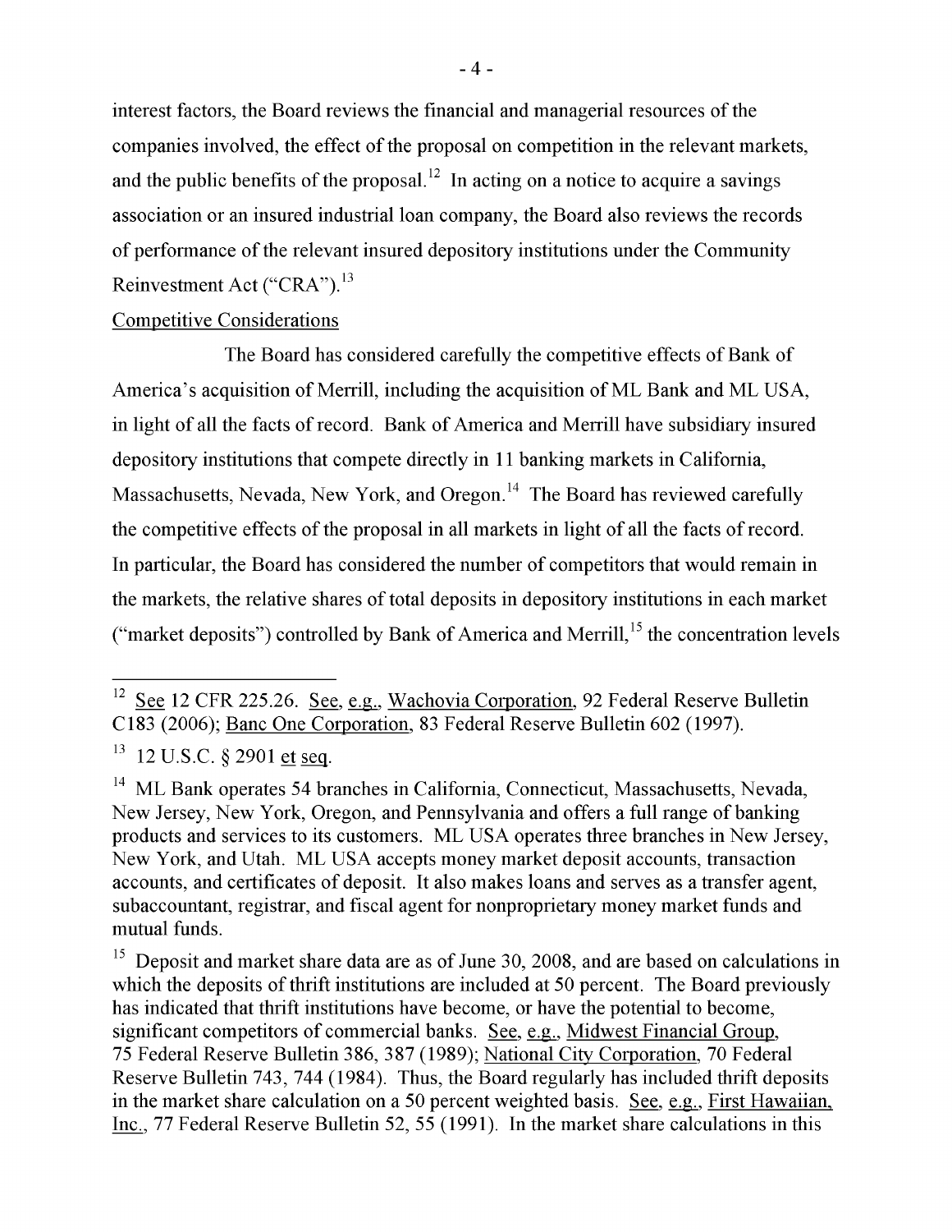interest factors, the Board reviews the financial and managerial resources of the companies involved, the effect of the proposal on competition in the relevant markets, and the public benefits of the proposal.[12] In acting on a notice to acquire a savings association or an insured industrial loan company, the Board also reviews the records of performance of the relevant insured depository institutions under the Community Reinvestment Act ("CRA").[13]

Competitive Considerations

The Board has considered carefully the competitive effects of Bank of America's acquisition of Merrill, including the acquisition of ML Bank and ML USA, in light of all the facts of record. Bank of America and Merrill have subsidiary insured depository institutions that compete directly in 11 banking markets in California, Massachusetts, Nevada, New York, and Oregon.[14] The Board has reviewed carefully the competitive effects of the proposal in all markets in light of all the facts of record. In particular, the Board has considered the number of competitors that would remain in the markets, the relative shares of total deposits in depository institutions in each market ("market deposits") controlled by Bank of America and Merrill,[15] the concentration levels

---

[12] See 12 CFR 225.26. See, e.g., Wachovia Corporation, 92 Federal Reserve Bulletin C183 (2006); Banc One Corporation, 83 Federal Reserve Bulletin 602 (1997).

[13] 12 U.S.C. § 2901 et seq.

[14] ML Bank operates 54 branches in California, Connecticut, Massachusetts, Nevada, New Jersey, New York, Oregon, and Pennsylvania and offers a full range of banking products and services to its customers. ML USA operates three branches in New Jersey, New York, and Utah. ML USA accepts money market deposit accounts, transaction accounts, and certificates of deposit. It also makes loans and serves as a transfer agent, subaccountant, registrar, and fiscal agent for nonproprietary money market funds and mutual funds.

[15] Deposit and market share data are as of June 30, 2008, and are based on calculations in which the deposits of thrift institutions are included at 50 percent. The Board previously has indicated that thrift institutions have become, or have the potential to become, significant competitors of commercial banks. See, e.g., Midwest Financial Group, 75 Federal Reserve Bulletin 386, 387 (1989); National City Corporation, 70 Federal Reserve Bulletin 743, 744 (1984). Thus, the Board regularly has included thrift deposits in the market share calculation on a 50 percent weighted basis. See, e.g., First Hawaiian, Inc., 77 Federal Reserve Bulletin 52, 55 (1991). In the market share calculations in this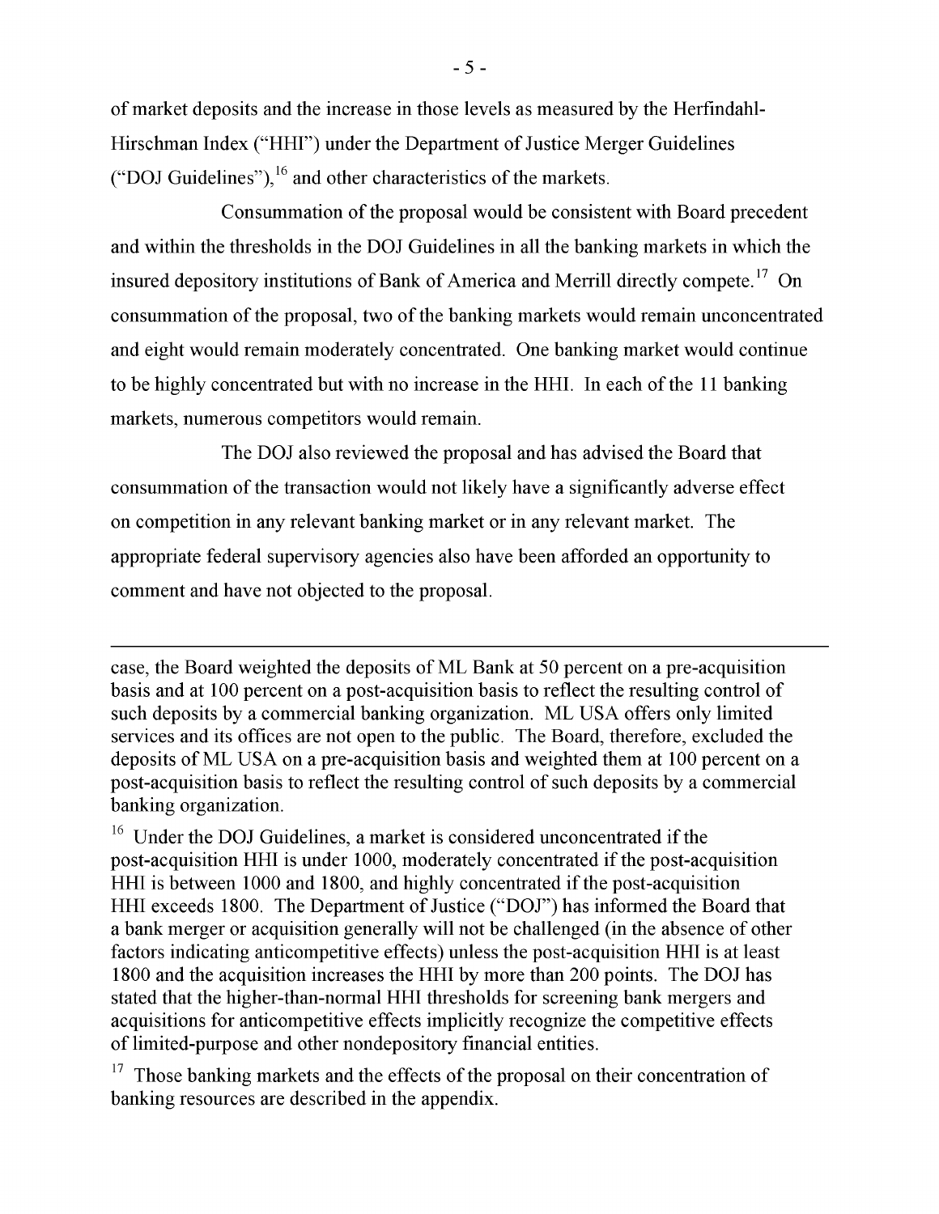of market deposits and the increase in those levels as measured by the Herfindahl-Hirschman Index ("HHI") under the Department of Justice Merger Guidelines ("DOJ Guidelines"),[16] and other characteristics of the markets.

Consummation of the proposal would be consistent with Board precedent and within the thresholds in the DOJ Guidelines in all the banking markets in which the insured depository institutions of Bank of America and Merrill directly compete.[17] On consummation of the proposal, two of the banking markets would remain unconcentrated and eight would remain moderately concentrated. One banking market would continue to be highly concentrated but with no increase in the HHI. In each of the 11 banking markets, numerous competitors would remain.

The DOJ also reviewed the proposal and has advised the Board that consummation of the transaction would not likely have a significantly adverse effect on competition in any relevant banking market or in any relevant market. The appropriate federal supervisory agencies also have been afforded an opportunity to comment and have not objected to the proposal.

---

case, the Board weighted the deposits of ML Bank at 50 percent on a pre-acquisition basis and at 100 percent on a post-acquisition basis to reflect the resulting control of such deposits by a commercial banking organization. ML USA offers only limited services and its offices are not open to the public. The Board, therefore, excluded the deposits of ML USA on a pre-acquisition basis and weighted them at 100 percent on a post-acquisition basis to reflect the resulting control of such deposits by a commercial banking organization.

[16] Under the DOJ Guidelines, a market is considered unconcentrated if the post-acquisition HHI is under 1000, moderately concentrated if the post-acquisition HHI is between 1000 and 1800, and highly concentrated if the post-acquisition HHI exceeds 1800. The Department of Justice ("DOJ") has informed the Board that a bank merger or acquisition generally will not be challenged (in the absence of other factors indicating anticompetitive effects) unless the post-acquisition HHI is at least 1800 and the acquisition increases the HHI by more than 200 points. The DOJ has stated that the higher-than-normal HHI thresholds for screening bank mergers and acquisitions for anticompetitive effects implicitly recognize the competitive effects of limited-purpose and other nondepository financial entities.

[17] Those banking markets and the effects of the proposal on their concentration of banking resources are described in the appendix.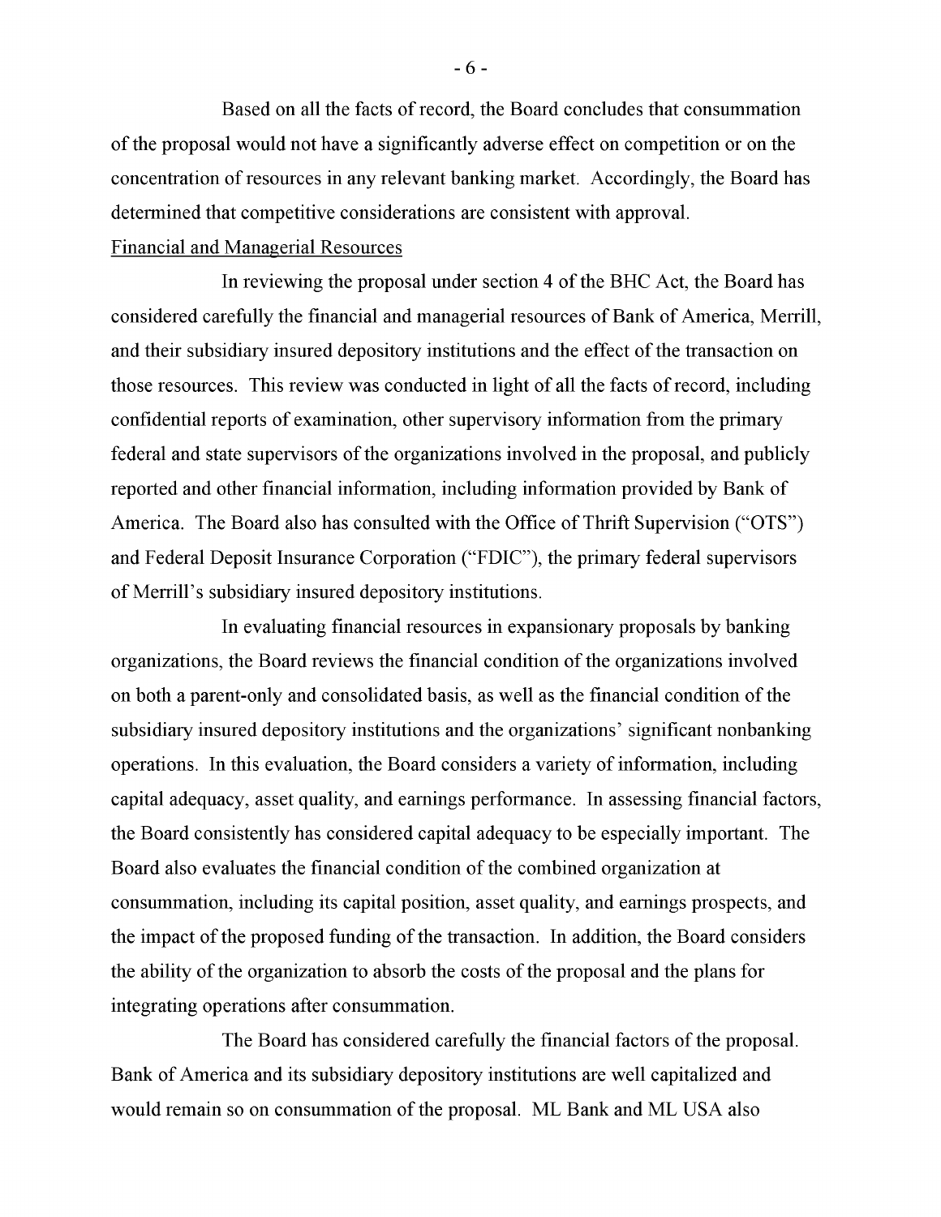Based on all the facts of record, the Board concludes that consummation of the proposal would not have a significantly adverse effect on competition or on the concentration of resources in any relevant banking market. Accordingly, the Board has determined that competitive considerations are consistent with approval.

## Financial and Managerial Resources

In reviewing the proposal under section 4 of the BHC Act, the Board has considered carefully the financial and managerial resources of Bank of America, Merrill, and their subsidiary insured depository institutions and the effect of the transaction on those resources. This review was conducted in light of all the facts of record, including confidential reports of examination, other supervisory information from the primary federal and state supervisors of the organizations involved in the proposal, and publicly reported and other financial information, including information provided by Bank of America. The Board also has consulted with the Office of Thrift Supervision ("OTS") and Federal Deposit Insurance Corporation ("FDIC"), the primary federal supervisors of Merrill's subsidiary insured depository institutions.

In evaluating financial resources in expansionary proposals by banking organizations, the Board reviews the financial condition of the organizations involved on both a parent-only and consolidated basis, as well as the financial condition of the subsidiary insured depository institutions and the organizations' significant nonbanking operations. In this evaluation, the Board considers a variety of information, including capital adequacy, asset quality, and earnings performance. In assessing financial factors, the Board consistently has considered capital adequacy to be especially important. The Board also evaluates the financial condition of the combined organization at consummation, including its capital position, asset quality, and earnings prospects, and the impact of the proposed funding of the transaction. In addition, the Board considers the ability of the organization to absorb the costs of the proposal and the plans for integrating operations after consummation.

The Board has considered carefully the financial factors of the proposal. Bank of America and its subsidiary depository institutions are well capitalized and would remain so on consummation of the proposal. ML Bank and ML USA also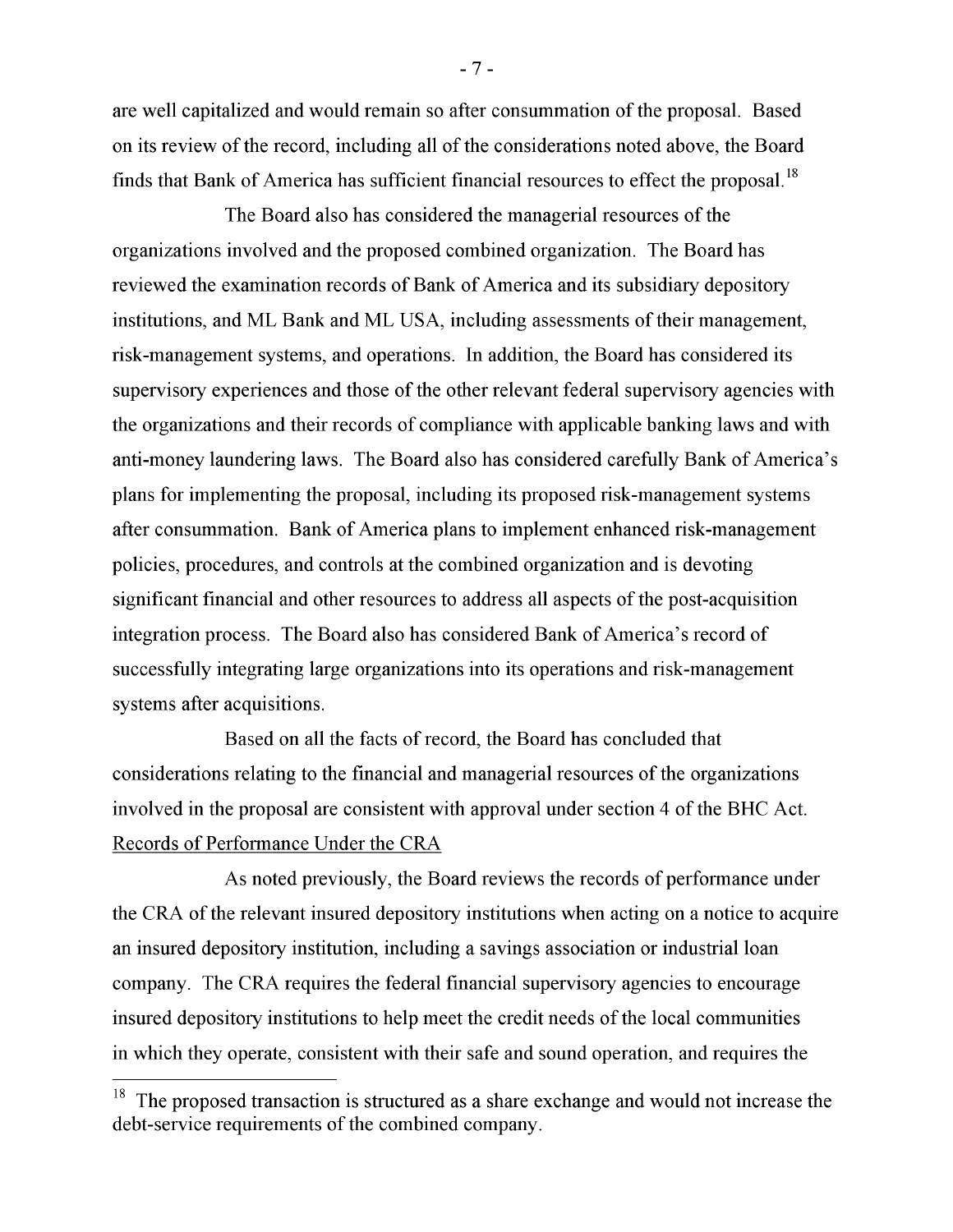are well capitalized and would remain so after consummation of the proposal. Based on its review of the record, including all of the considerations noted above, the Board finds that Bank of America has sufficient financial resources to effect the proposal.[18]

The Board also has considered the managerial resources of the organizations involved and the proposed combined organization. The Board has reviewed the examination records of Bank of America and its subsidiary depository institutions, and ML Bank and ML USA, including assessments of their management, risk-management systems, and operations. In addition, the Board has considered its supervisory experiences and those of the other relevant federal supervisory agencies with the organizations and their records of compliance with applicable banking laws and with anti-money laundering laws. The Board also has considered carefully Bank of America's plans for implementing the proposal, including its proposed risk-management systems after consummation. Bank of America plans to implement enhanced risk-management policies, procedures, and controls at the combined organization and is devoting significant financial and other resources to address all aspects of the post-acquisition integration process. The Board also has considered Bank of America's record of successfully integrating large organizations into its operations and risk-management systems after acquisitions.

Based on all the facts of record, the Board has concluded that considerations relating to the financial and managerial resources of the organizations involved in the proposal are consistent with approval under section 4 of the BHC Act.

Records of Performance Under the CRA

As noted previously, the Board reviews the records of performance under the CRA of the relevant insured depository institutions when acting on a notice to acquire an insured depository institution, including a savings association or industrial loan company. The CRA requires the federal financial supervisory agencies to encourage insured depository institutions to help meet the credit needs of the local communities in which they operate, consistent with their safe and sound operation, and requires the

[18] The proposed transaction is structured as a share exchange and would not increase the debt-service requirements of the combined company.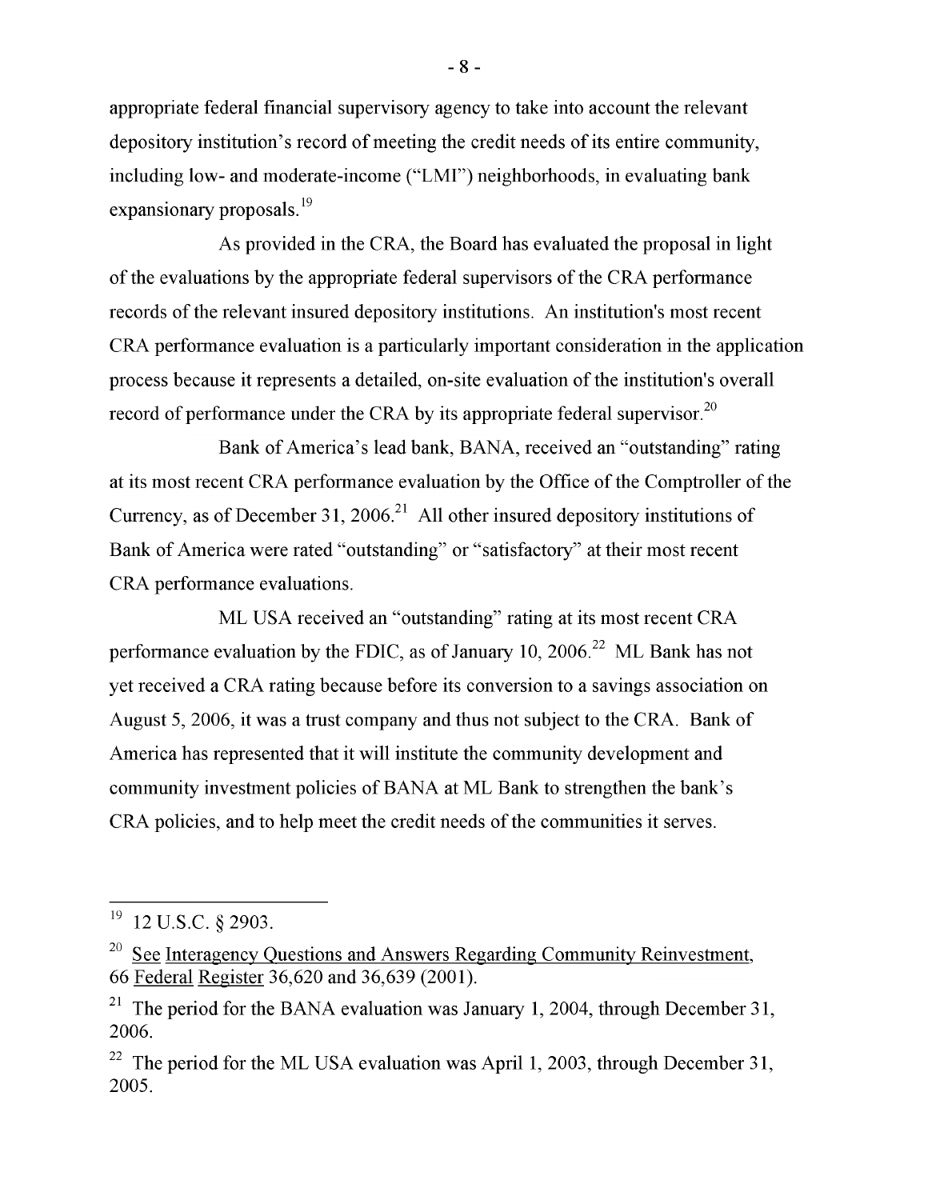appropriate federal financial supervisory agency to take into account the relevant depository institution's record of meeting the credit needs of its entire community, including low- and moderate-income ("LMI") neighborhoods, in evaluating bank expansionary proposals.[19]

As provided in the CRA, the Board has evaluated the proposal in light of the evaluations by the appropriate federal supervisors of the CRA performance records of the relevant insured depository institutions. An institution's most recent CRA performance evaluation is a particularly important consideration in the application process because it represents a detailed, on-site evaluation of the institution's overall record of performance under the CRA by its appropriate federal supervisor.[20]

Bank of America's lead bank, BANA, received an "outstanding" rating at its most recent CRA performance evaluation by the Office of the Comptroller of the Currency, as of December 31, 2006.[21] All other insured depository institutions of Bank of America were rated "outstanding" or "satisfactory" at their most recent CRA performance evaluations.

ML USA received an "outstanding" rating at its most recent CRA performance evaluation by the FDIC, as of January 10, 2006.[22] ML Bank has not yet received a CRA rating because before its conversion to a savings association on August 5, 2006, it was a trust company and thus not subject to the CRA. Bank of America has represented that it will institute the community development and community investment policies of BANA at ML Bank to strengthen the bank's CRA policies, and to help meet the credit needs of the communities it serves.

---

[19] 12 U.S.C. § 2903.

[20] See Interagency Questions and Answers Regarding Community Reinvestment, 66 Federal Register 36,620 and 36,639 (2001).

[21] The period for the BANA evaluation was January 1, 2004, through December 31, 2006.

[22] The period for the ML USA evaluation was April 1, 2003, through December 31, 2005.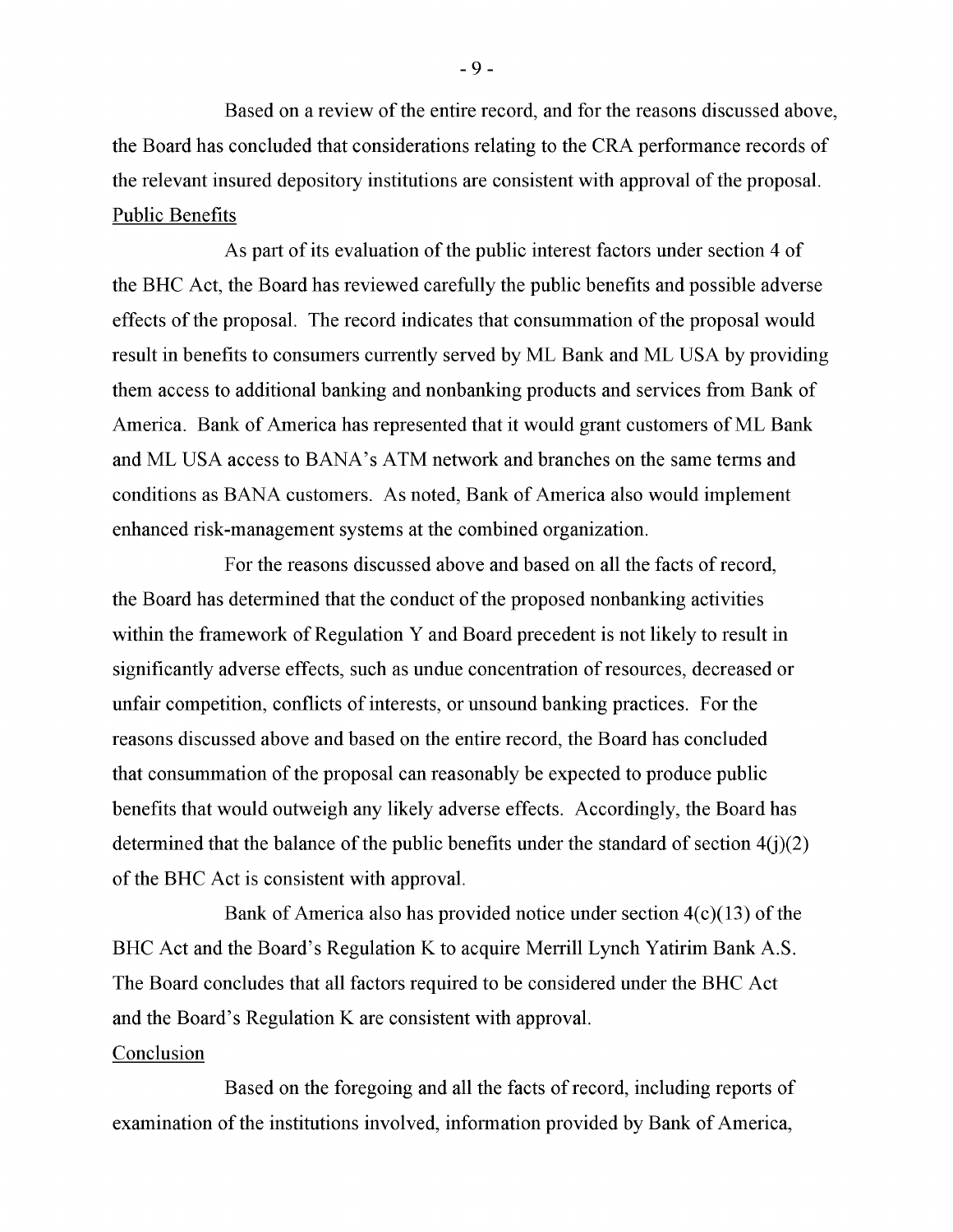Based on a review of the entire record, and for the reasons discussed above, the Board has concluded that considerations relating to the CRA performance records of the relevant insured depository institutions are consistent with approval of the proposal.

Public Benefits

As part of its evaluation of the public interest factors under section 4 of the BHC Act, the Board has reviewed carefully the public benefits and possible adverse effects of the proposal. The record indicates that consummation of the proposal would result in benefits to consumers currently served by ML Bank and ML USA by providing them access to additional banking and nonbanking products and services from Bank of America. Bank of America has represented that it would grant customers of ML Bank and ML USA access to BANA's ATM network and branches on the same terms and conditions as BANA customers. As noted, Bank of America also would implement enhanced risk-management systems at the combined organization.

For the reasons discussed above and based on all the facts of record, the Board has determined that the conduct of the proposed nonbanking activities within the framework of Regulation Y and Board precedent is not likely to result in significantly adverse effects, such as undue concentration of resources, decreased or unfair competition, conflicts of interests, or unsound banking practices. For the reasons discussed above and based on the entire record, the Board has concluded that consummation of the proposal can reasonably be expected to produce public benefits that would outweigh any likely adverse effects. Accordingly, the Board has determined that the balance of the public benefits under the standard of section 4(j)(2) of the BHC Act is consistent with approval.

Bank of America also has provided notice under section 4(c)(13) of the BHC Act and the Board's Regulation K to acquire Merrill Lynch Yatirim Bank A.S. The Board concludes that all factors required to be considered under the BHC Act and the Board's Regulation K are consistent with approval.

Conclusion

Based on the foregoing and all the facts of record, including reports of examination of the institutions involved, information provided by Bank of America,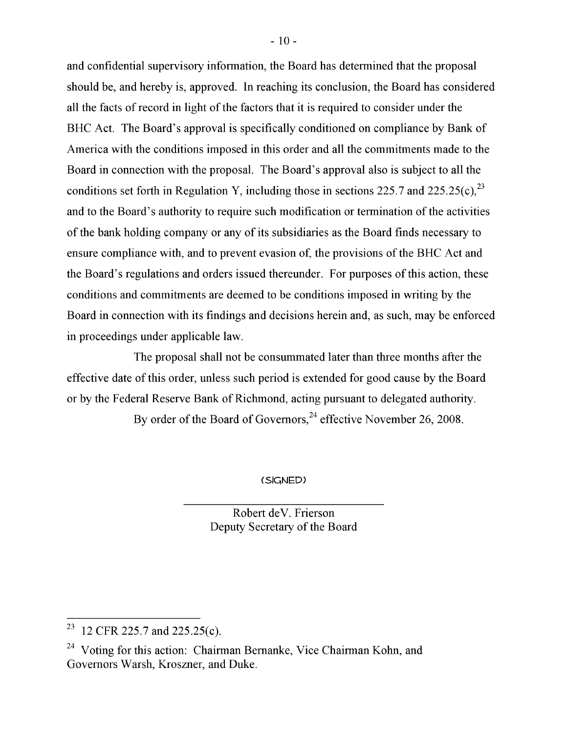and confidential supervisory information, the Board has determined that the proposal should be, and hereby is, approved. In reaching its conclusion, the Board has considered all the facts of record in light of the factors that it is required to consider under the BHC Act. The Board's approval is specifically conditioned on compliance by Bank of America with the conditions imposed in this order and all the commitments made to the Board in connection with the proposal. The Board's approval also is subject to all the conditions set forth in Regulation Y, including those in sections 225.7 and 225.25(c),[23] and to the Board's authority to require such modification or termination of the activities of the bank holding company or any of its subsidiaries as the Board finds necessary to ensure compliance with, and to prevent evasion of, the provisions of the BHC Act and the Board's regulations and orders issued thereunder. For purposes of this action, these conditions and commitments are deemed to be conditions imposed in writing by the Board in connection with its findings and decisions herein and, as such, may be enforced in proceedings under applicable law.

The proposal shall not be consummated later than three months after the effective date of this order, unless such period is extended for good cause by the Board or by the Federal Reserve Bank of Richmond, acting pursuant to delegated authority.

By order of the Board of Governors,[24] effective November 26, 2008.

(SIGNED)

Robert deV. Frierson
Deputy Secretary of the Board

---

[23] 12 CFR 225.7 and 225.25(c).

[24] Voting for this action: Chairman Bernanke, Vice Chairman Kohn, and Governors Warsh, Kroszner, and Duke.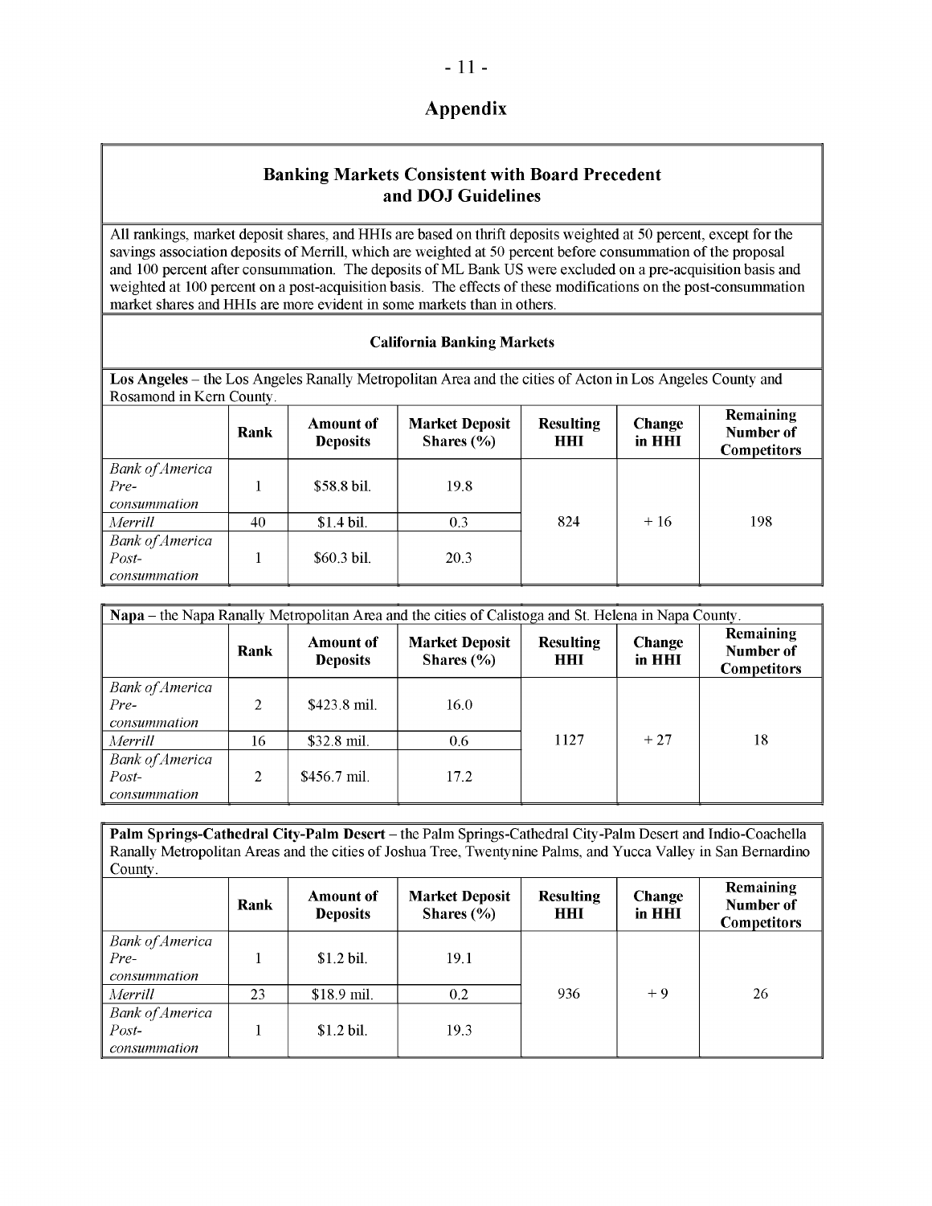# Appendix

## Banking Markets Consistent with Board Precedent and DOJ Guidelines

All rankings, market deposit shares, and HHIs are based on thrift deposits weighted at 50 percent, except for the savings association deposits of Merrill, which are weighted at 50 percent before consummation of the proposal and 100 percent after consummation. The deposits of ML Bank US were excluded on a pre-acquisition basis and weighted at 100 percent on a post-acquisition basis. The effects of these modifications on the post-consummation market shares and HHIs are more evident in some markets than in others.

### California Banking Markets

**Los Angeles** – the Los Angeles Ranally Metropolitan Area and the cities of Acton in Los Angeles County and Rosamond in Kern County.

| | Rank | Amount of Deposits | Market Deposit Shares (%) | Resulting HHI | Change in HHI | Remaining Number of Competitors |
|---|---|---|---|---|---|---|
| *Bank of America Pre-consummation* | 1 | $58.8 bil. | 19.8 | | | |
| *Merrill* | 40 | $1.4 bil. | 0.3 | 824 | + 16 | 198 |
| *Bank of America Post-consummation* | 1 | $60.3 bil. | 20.3 | | | |

**Napa** – the Napa Ranally Metropolitan Area and the cities of Calistoga and St. Helena in Napa County.

| | Rank | Amount of Deposits | Market Deposit Shares (%) | Resulting HHI | Change in HHI | Remaining Number of Competitors |
|---|---|---|---|---|---|---|
| *Bank of America Pre-consummation* | 2 | $423.8 mil. | 16.0 | | | |
| *Merrill* | 16 | $32.8 mil. | 0.6 | 1127 | + 27 | 18 |
| *Bank of America Post-consummation* | 2 | $456.7 mil. | 17.2 | | | |

**Palm Springs-Cathedral City-Palm Desert** – the Palm Springs-Cathedral City-Palm Desert and Indio-Coachella Ranally Metropolitan Areas and the cities of Joshua Tree, Twentynine Palms, and Yucca Valley in San Bernardino County.

| | Rank | Amount of Deposits | Market Deposit Shares (%) | Resulting HHI | Change in HHI | Remaining Number of Competitors |
|---|---|---|---|---|---|---|
| *Bank of America Pre-consummation* | 1 | $1.2 bil. | 19.1 | | | |
| *Merrill* | 23 | $18.9 mil. | 0.2 | 936 | + 9 | 26 |
| *Bank of America Post-consummation* | 1 | $1.2 bil. | 19.3 | | | |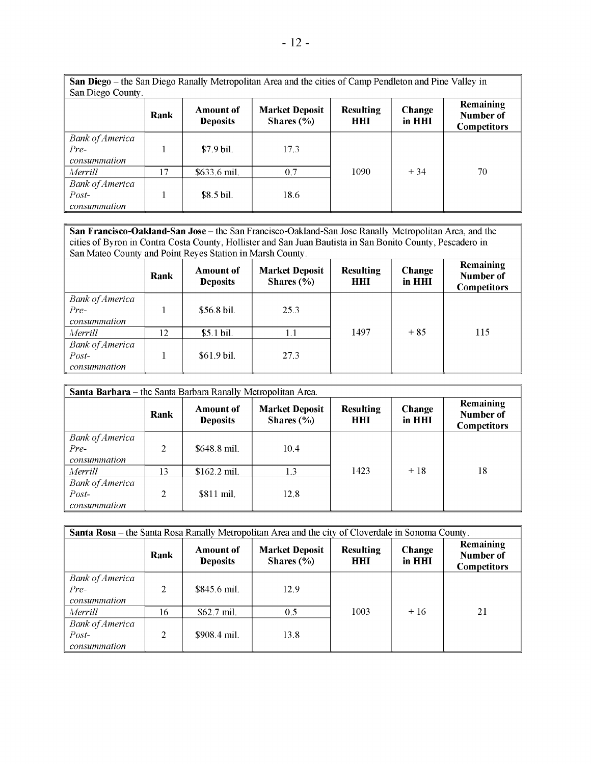| **San Diego** – the San Diego Ranally Metropolitan Area and the cities of Camp Pendleton and Pine Valley in San Diego County. | | | | | | |
|---|---|---|---|---|---|---|
| | **Rank** | **Amount of Deposits** | **Market Deposit Shares (%)** | **Resulting HHI** | **Change in HHI** | **Remaining Number of Competitors** |
| *Bank of America Pre-consummation* | 1 | $7.9 bil. | 17.3 | 1090 | + 34 | 70 |
| *Merrill* | 17 | $633.6 mil. | 0.7 | | | |
| *Bank of America Post-consummation* | 1 | $8.5 bil. | 18.6 | | | |

| **San Francisco-Oakland-San Jose** – the San Francisco-Oakland-San Jose Ranally Metropolitan Area, and the cities of Byron in Contra Costa County, Hollister and San Juan Bautista in San Bonito County, Pescadero in San Mateo County and Point Reyes Station in Marsh County. | | | | | | |
|---|---|---|---|---|---|---|
| | **Rank** | **Amount of Deposits** | **Market Deposit Shares (%)** | **Resulting HHI** | **Change in HHI** | **Remaining Number of Competitors** |
| *Bank of America Pre-consummation* | 1 | $56.8 bil. | 25.3 | 1497 | + 85 | 115 |
| *Merrill* | 12 | $5.1 bil. | 1.1 | | | |
| *Bank of America Post-consummation* | 1 | $61.9 bil. | 27.3 | | | |

| **Santa Barbara** – the Santa Barbara Ranally Metropolitan Area. | | | | | | |
|---|---|---|---|---|---|---|
| | **Rank** | **Amount of Deposits** | **Market Deposit Shares (%)** | **Resulting HHI** | **Change in HHI** | **Remaining Number of Competitors** |
| *Bank of America Pre-consummation* | 2 | $648.8 mil. | 10.4 | 1423 | + 18 | 18 |
| *Merrill* | 13 | $162.2 mil. | 1.3 | | | |
| *Bank of America Post-consummation* | 2 | $811 mil. | 12.8 | | | |

| **Santa Rosa** – the Santa Rosa Ranally Metropolitan Area and the city of Cloverdale in Sonoma County. | | | | | | |
|---|---|---|---|---|---|---|
| | **Rank** | **Amount of Deposits** | **Market Deposit Shares (%)** | **Resulting HHI** | **Change in HHI** | **Remaining Number of Competitors** |
| *Bank of America Pre-consummation* | 2 | $845.6 mil. | 12.9 | 1003 | + 16 | 21 |
| *Merrill* | 16 | $62.7 mil. | 0.5 | | | |
| *Bank of America Post-consummation* | 2 | $908.4 mil. | 13.8 | | | |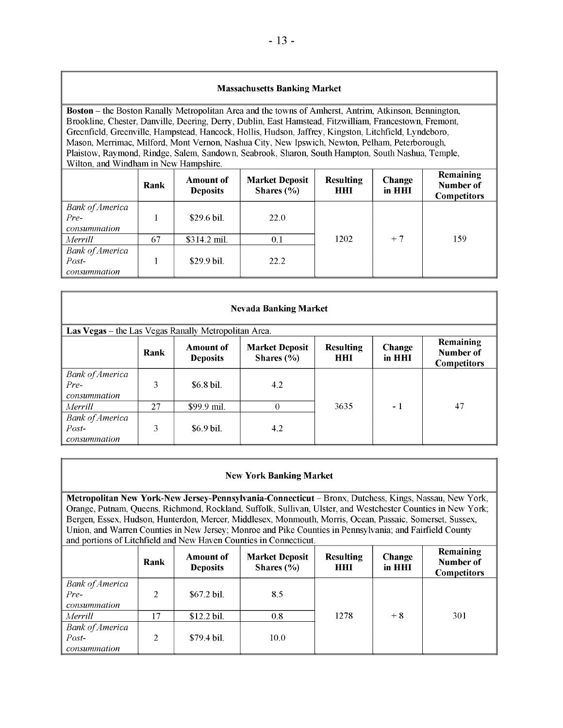**Massachusetts Banking Market**

**Boston** – the Boston Ranally Metropolitan Area and the towns of Amherst, Antrim, Atkinson, Bennington, Brookline, Chester, Danville, Deering, Derry, Dublin, East Hamstead, Fitzwilliam, Francestown, Fremont, Greenfield, Greenville, Hampstead, Hancock, Hollis, Hudson, Jaffrey, Kingston, Litchfield, Lyndeboro, Mason, Merrimac, Milford, Mont Vernon, Nashua City, New Ipswich, Newton, Pelham, Peterborough, Plaistow, Raymond, Rindge, Salem, Sandown, Seabrook, Sharon, South Hampton, South Nashua, Temple, Wilton, and Windham in New Hampshire.

| | Rank | Amount of Deposits | Market Deposit Shares (%) | Resulting HHI | Change in HHI | Remaining Number of Competitors |
|---|---|---|---|---|---|---|
| *Bank of America Pre-consummation* | 1 | $29.6 bil. | 22.0 | 1202 | + 7 | 159 |
| *Merrill* | 67 | $314.2 mil. | 0.1 | | | |
| *Bank of America Post-consummation* | 1 | $29.9 bil. | 22.2 | | | |

**Nevada Banking Market**

**Las Vegas** – the Las Vegas Ranally Metropolitan Area.

| | Rank | Amount of Deposits | Market Deposit Shares (%) | Resulting HHI | Change in HHI | Remaining Number of Competitors |
|---|---|---|---|---|---|---|
| *Bank of America Pre-consummation* | 3 | $6.8 bil. | 4.2 | 3635 | - 1 | 47 |
| *Merrill* | 27 | $99.9 mil. | 0 | | | |
| *Bank of America Post-consummation* | 3 | $6.9 bil. | 4.2 | | | |

**New York Banking Market**

**Metropolitan New York-New Jersey-Pennsylvania-Connecticut** – Bronx, Dutchess, Kings, Nassau, New York, Orange, Putnam, Queens, Richmond, Rockland, Suffolk, Sullivan, Ulster, and Westchester Counties in New York; Bergen, Essex, Hudson, Hunterdon, Mercer, Middlesex, Monmouth, Morris, Ocean, Passaic, Somerset, Sussex, Union, and Warren Counties in New Jersey; Monroe and Pike Counties in Pennsylvania; and Fairfield County and portions of Litchfield and New Haven Counties in Connecticut.

| | Rank | Amount of Deposits | Market Deposit Shares (%) | Resulting HHI | Change in HHI | Remaining Number of Competitors |
|---|---|---|---|---|---|---|
| *Bank of America Pre-consummation* | 2 | $67.2 bil. | 8.5 | 1278 | + 8 | 301 |
| *Merrill* | 17 | $12.2 bil. | 0.8 | | | |
| *Bank of America Post-consummation* | 2 | $79.4 bil. | 10.0 | | | |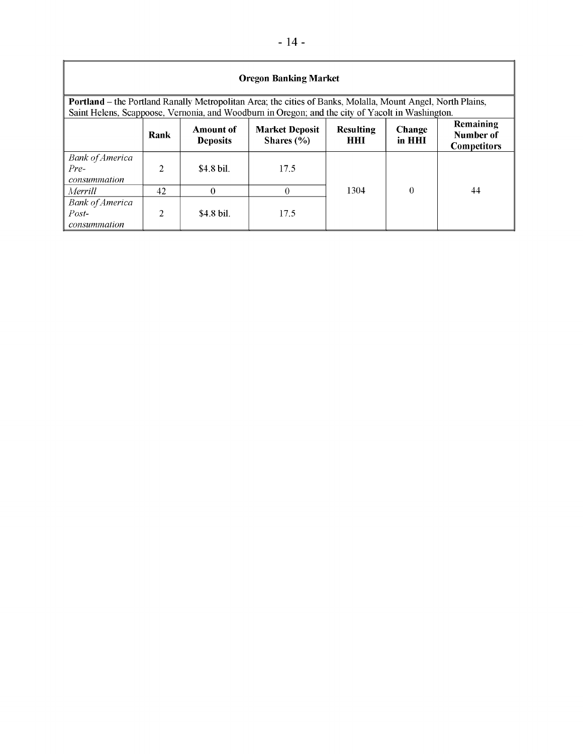**Oregon Banking Market**

**Portland** – the Portland Ranally Metropolitan Area; the cities of Banks, Molalla, Mount Angel, North Plains, Saint Helens, Scappoose, Vernonia, and Woodburn in Oregon; and the city of Yacolt in Washington.

| | Rank | Amount of Deposits | Market Deposit Shares (%) | Resulting HHI | Change in HHI | Remaining Number of Competitors |
|---|---|---|---|---|---|---|
| *Bank of America Pre-consummation* | 2 | $4.8 bil. | 17.5 | 1304 | 0 | 44 |
| *Merrill* | 42 | 0 | 0 | | | |
| *Bank of America Post-consummation* | 2 | $4.8 bil. | 17.5 | | | |